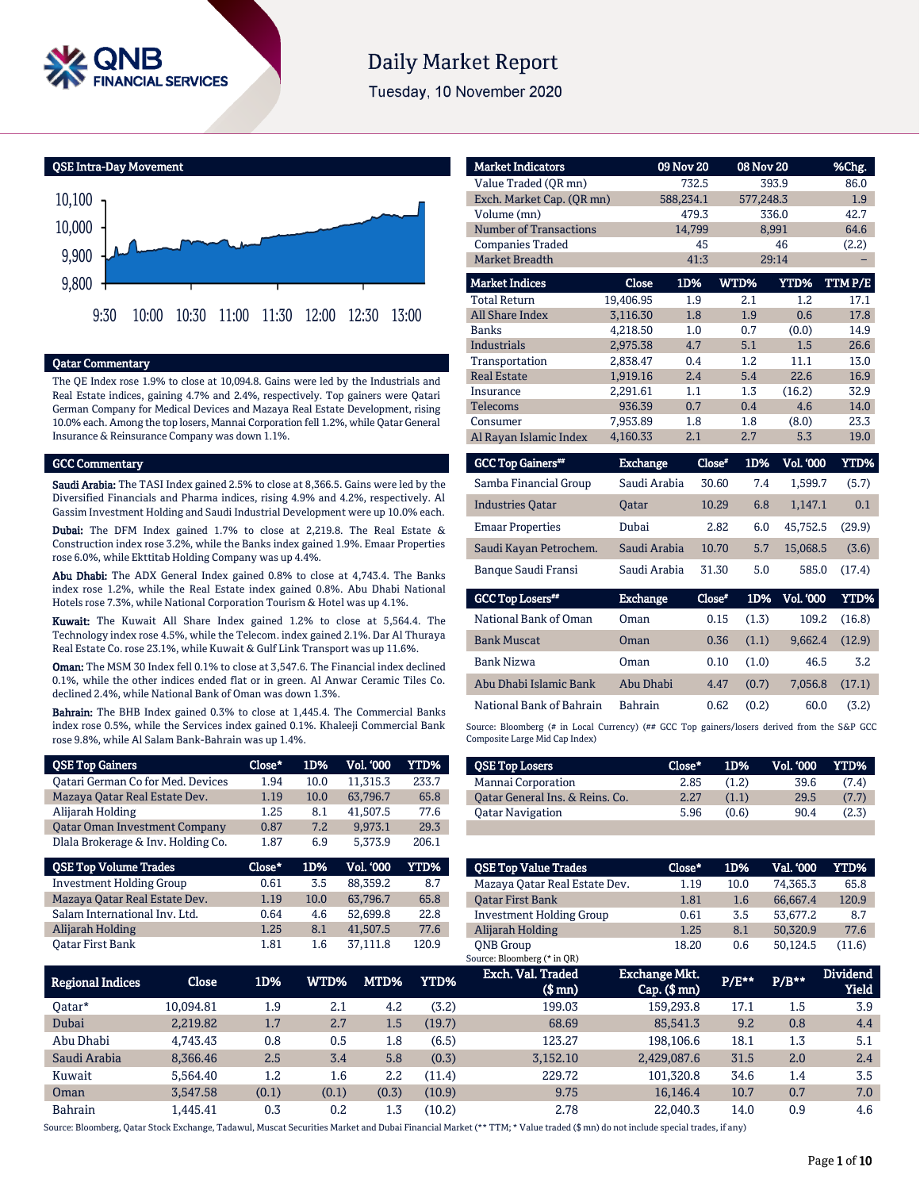# Daily Market Report

Tuesday, 10 November 2020

## QSE Intra-Day Movement

## Qatar Commentary

The QE Index rose 1.9% to close at 10,094.8. Gains were led by the Industrials and Real Estate indices, gaining 4.7% and 2.4%, respectively. Top gainers were Qatari German Company for Medical Devices and Mazaya Real Estate Development, rising 10.0% each. Among the top losers, Mannai Corporation fell 1.2%, while Qatar General Insurance & Reinsurance Company was down 1.1%.

## GCC Commentary

**Saudi Arabia:** The TASI Index gained 2.5% to close at 8,366.5. Gains were led by the Diversified Financials and Pharma indices, rising 4.9% and 4.2%, respectively. Al Gassim Investment Holding and Saudi Industrial Development were up 10.0% each.

**Dubai:** The DFM Index gained 1.7% to close at 2,219.8. The Real Estate & Construction index rose 3.2%, while the Banks index gained 1.9%. Emaar Properties rose 6.0%, while Ekttitab Holding Company was up 4.4%.

**Abu Dhabi:** The ADX General Index gained 0.8% to close at 4,743.4. The Banks index rose 1.2%, while the Real Estate index gained 0.8%. Abu Dhabi National Hotels rose 7.3%, while National Corporation Tourism & Hotel was up 4.1%.

**Kuwait:** The Kuwait All Share Index gained 1.2% to close at 5,564.4. The Technology index rose 4.5%, while the Telecom. index gained 2.1%. Dar Al Thuraya Real Estate Co. rose 23.1%, while Kuwait & Gulf Link Transport was up 11.6%.

**Oman:** The MSM 30 Index fell 0.1% to close at 3,547.6. The Financial index declined 0.1%, while the other indices ended flat or in green. Al Anwar Ceramic Tiles Co. declined 2.4%, while National Bank of Oman was down 1.3%.

**Bahrain:** The BHB Index gained 0.3% to close at 1,445.4. The Commercial Banks index rose 0.5%, while the Services index gained 0.1%. Khaleeji Commercial Bank rose 9.8%, while Al Salam Bank-Bahrain was up 1.4%.

| Market Indicators | 09 Nov 20 | 08 Nov 20 | %Chg. |
|---|---|---|---|
| Value Traded (QR mn) | 732.5 | 393.9 | 86.0 |
| Exch. Market Cap. (QR mn) | 588,234.1 | 577,248.3 | 1.9 |
| Volume (mn) | 479.3 | 336.0 | 42.7 |
| Number of Transactions | 14,799 | 8,991 | 64.6 |
| Companies Traded | 45 | 46 | (2.2) |
| Market Breadth | 41:3 | 29:14 | – |

| Market Indices | Close | 1D% | WTD% | YTD% | TTM P/E |
|---|---|---|---|---|---|
| Total Return | 19,406.95 | 1.9 | 2.1 | 1.2 | 17.1 |
| All Share Index | 3,116.30 | 1.8 | 1.9 | 0.6 | 17.8 |
| Banks | 4,218.50 | 1.0 | 0.7 | (0.0) | 14.9 |
| Industrials | 2,975.38 | 4.7 | 5.1 | 1.5 | 26.6 |
| Transportation | 2,838.47 | 0.4 | 1.2 | 11.1 | 13.0 |
| Real Estate | 1,919.16 | 2.4 | 5.4 | 22.6 | 16.9 |
| Insurance | 2,291.61 | 1.1 | 1.3 | (16.2) | 32.9 |
| Telecoms | 936.39 | 0.7 | 0.4 | 4.6 | 14.0 |
| Consumer | 7,953.89 | 1.8 | 1.8 | (8.0) | 23.3 |
| Al Rayan Islamic Index | 4,160.33 | 2.1 | 2.7 | 5.3 | 19.0 |

| GCC Top Gainers## | Exchange | Close# | 1D% | Vol. '000 | YTD% |
|---|---|---|---|---|---|
| Samba Financial Group | Saudi Arabia | 30.60 | 7.4 | 1,599.7 | (5.7) |
| Industries Qatar | Qatar | 10.29 | 6.8 | 1,147.1 | 0.1 |
| Emaar Properties | Dubai | 2.82 | 6.0 | 45,752.5 | (29.9) |
| Saudi Kayan Petrochem. | Saudi Arabia | 10.70 | 5.7 | 15,068.5 | (3.6) |
| Banque Saudi Fransi | Saudi Arabia | 31.30 | 5.0 | 585.0 | (17.4) |

| GCC Top Losers## | Exchange | Close# | 1D% | Vol. '000 | YTD% |
|---|---|---|---|---|---|
| National Bank of Oman | Oman | 0.15 | (1.3) | 109.2 | (16.8) |
| Bank Muscat | Oman | 0.36 | (1.1) | 9,662.4 | (12.9) |
| Bank Nizwa | Oman | 0.10 | (1.0) | 46.5 | 3.2 |
| Abu Dhabi Islamic Bank | Abu Dhabi | 4.47 | (0.7) | 7,056.8 | (17.1) |
| National Bank of Bahrain | Bahrain | 0.62 | (0.2) | 60.0 | (3.2) |

Source: Bloomberg (# in Local Currency) (## GCC Top gainers/losers derived from the S&P GCC Composite Large Mid Cap Index)

| QSE Top Gainers | Close* | 1D% | Vol. '000 | YTD% |
|---|---|---|---|---|
| Qatari German Co for Med. Devices | 1.94 | 10.0 | 11,315.3 | 233.7 |
| Mazaya Qatar Real Estate Dev. | 1.19 | 10.0 | 63,796.7 | 65.8 |
| Alijarah Holding | 1.25 | 8.1 | 41,507.5 | 77.6 |
| Qatar Oman Investment Company | 0.87 | 7.2 | 9,973.1 | 29.3 |
| Dlala Brokerage & Inv. Holding Co. | 1.87 | 6.9 | 5,373.9 | 206.1 |

| QSE Top Losers | Close* | 1D% | Vol. '000 | YTD% |
|---|---|---|---|---|
| Mannai Corporation | 2.85 | (1.2) | 39.6 | (7.4) |
| Qatar General Ins. & Reins. Co. | 2.27 | (1.1) | 29.5 | (7.7) |
| Qatar Navigation | 5.96 | (0.6) | 90.4 | (2.3) |

| QSE Top Volume Trades | Close* | 1D% | Vol. '000 | YTD% |
|---|---|---|---|---|
| Investment Holding Group | 0.61 | 3.5 | 88,359.2 | 8.7 |
| Mazaya Qatar Real Estate Dev. | 1.19 | 10.0 | 63,796.7 | 65.8 |
| Salam International Inv. Ltd. | 0.64 | 4.6 | 52,699.8 | 22.8 |
| Alijarah Holding | 1.25 | 8.1 | 41,507.5 | 77.6 |
| Qatar First Bank | 1.81 | 1.6 | 37,111.8 | 120.9 |

| QSE Top Value Trades | Close* | 1D% | Val. '000 | YTD% |
|---|---|---|---|---|
| Mazaya Qatar Real Estate Dev. | 1.19 | 10.0 | 74,365.3 | 65.8 |
| Qatar First Bank | 1.81 | 1.6 | 66,667.4 | 120.9 |
| Investment Holding Group | 0.61 | 3.5 | 53,677.2 | 8.7 |
| Alijarah Holding | 1.25 | 8.1 | 50,320.9 | 77.6 |
| QNB Group | 18.20 | 0.6 | 50,124.5 | (11.6) |

Source: Bloomberg (* in QR)

| Regional Indices | Close | 1D% | WTD% | MTD% | YTD% | Exch. Val. Traded ($ mn) | Exchange Mkt. Cap. ($ mn) | P/E** | P/B** | Dividend Yield |
|---|---|---|---|---|---|---|---|---|---|---|
| Qatar* | 10,094.81 | 1.9 | 2.1 | 4.2 | (3.2) | 199.03 | 159,293.8 | 17.1 | 1.5 | 3.9 |
| Dubai | 2,219.82 | 1.7 | 2.7 | 1.5 | (19.7) | 68.69 | 85,541.3 | 9.2 | 0.8 | 4.4 |
| Abu Dhabi | 4,743.43 | 0.8 | 0.5 | 1.8 | (6.5) | 123.27 | 198,106.6 | 18.1 | 1.3 | 5.1 |
| Saudi Arabia | 8,366.46 | 2.5 | 3.4 | 5.8 | (0.3) | 3,152.10 | 2,429,087.6 | 31.5 | 2.0 | 2.4 |
| Kuwait | 5,564.40 | 1.2 | 1.6 | 2.2 | (11.4) | 229.72 | 101,320.8 | 34.6 | 1.4 | 3.5 |
| Oman | 3,547.58 | (0.1) | (0.1) | (0.3) | (10.9) | 9.75 | 16,146.4 | 10.7 | 0.7 | 7.0 |
| Bahrain | 1,445.41 | 0.3 | 0.2 | 1.3 | (10.2) | 2.78 | 22,040.3 | 14.0 | 0.9 | 4.6 |

Source: Bloomberg, Qatar Stock Exchange, Tadawul, Muscat Securities Market and Dubai Financial Market (** TTM; * Value traded ($ mn) do not include special trades, if any)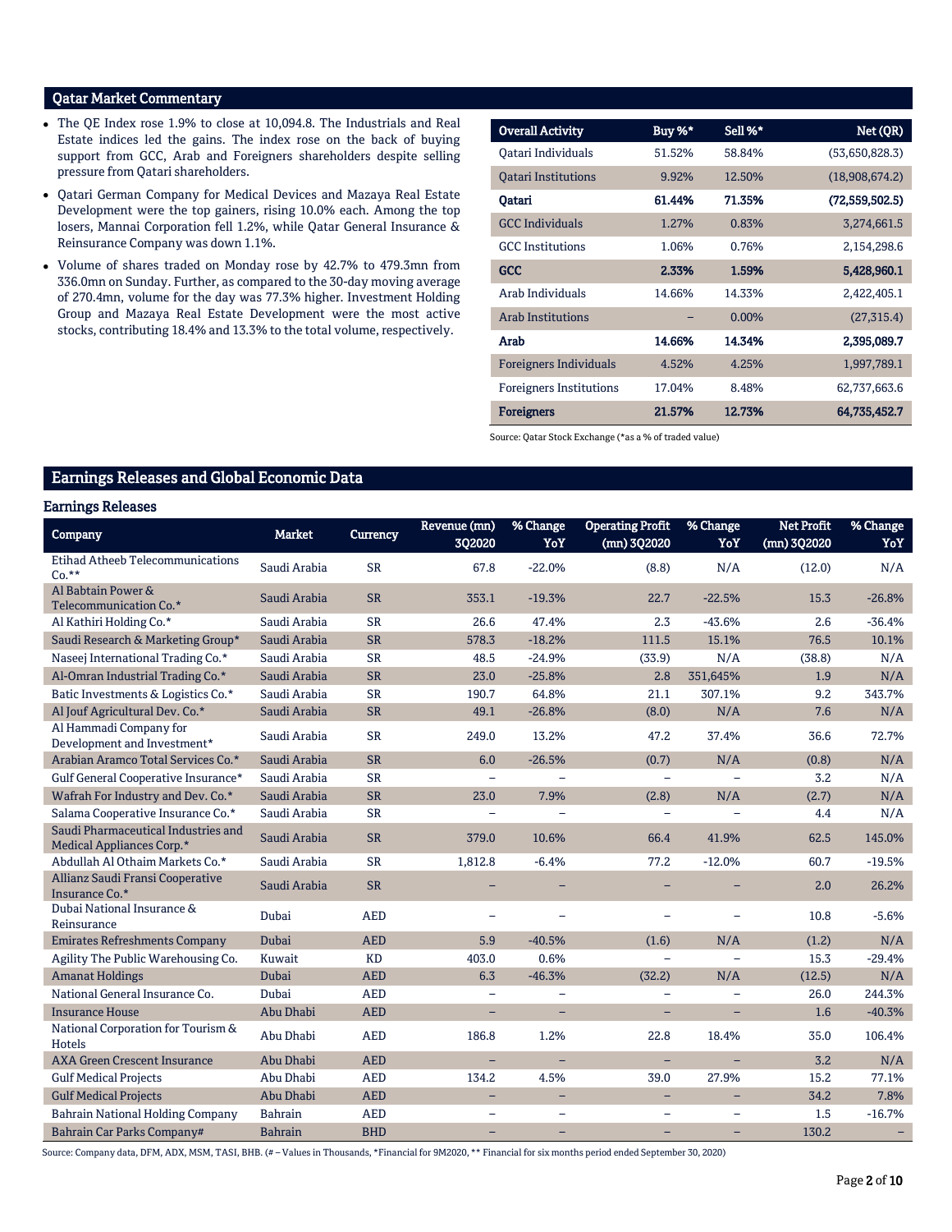## Qatar Market Commentary

- The QE Index rose 1.9% to close at 10,094.8. The Industrials and Real Estate indices led the gains. The index rose on the back of buying support from GCC, Arab and Foreigners shareholders despite selling pressure from Qatari shareholders.
- Qatari German Company for Medical Devices and Mazaya Real Estate Development were the top gainers, rising 10.0% each. Among the top losers, Mannai Corporation fell 1.2%, while Qatar General Insurance & Reinsurance Company was down 1.1%.
- Volume of shares traded on Monday rose by 42.7% to 479.3mn from 336.0mn on Sunday. Further, as compared to the 30-day moving average of 270.4mn, volume for the day was 77.3% higher. Investment Holding Group and Mazaya Real Estate Development were the most active stocks, contributing 18.4% and 13.3% to the total volume, respectively.

| Overall Activity | Buy %* | Sell %* | Net (QR) |
|---|---|---|---|
| Qatari Individuals | 51.52% | 58.84% | (53,650,828.3) |
| Qatari Institutions | 9.92% | 12.50% | (18,908,674.2) |
| **Qatari** | **61.44%** | **71.35%** | **(72,559,502.5)** |
| GCC Individuals | 1.27% | 0.83% | 3,274,661.5 |
| GCC Institutions | 1.06% | 0.76% | 2,154,298.6 |
| **GCC** | **2.33%** | **1.59%** | **5,428,960.1** |
| Arab Individuals | 14.66% | 14.33% | 2,422,405.1 |
| Arab Institutions | – | 0.00% | (27,315.4) |
| **Arab** | **14.66%** | **14.34%** | **2,395,089.7** |
| Foreigners Individuals | 4.52% | 4.25% | 1,997,789.1 |
| Foreigners Institutions | 17.04% | 8.48% | 62,737,663.6 |
| **Foreigners** | **21.57%** | **12.73%** | **64,735,452.7** |

Source: Qatar Stock Exchange (*as a % of traded value)

## Earnings Releases and Global Economic Data

### Earnings Releases

| Company | Market | Currency | Revenue (mn) 3Q2020 | % Change YoY | Operating Profit (mn) 3Q2020 | % Change YoY | Net Profit (mn) 3Q2020 | % Change YoY |
|---|---|---|---|---|---|---|---|---|
| Etihad Atheeb Telecommunications Co.** | Saudi Arabia | SR | 67.8 | -22.0% | (8.8) | N/A | (12.0) | N/A |
| Al Babtain Power & Telecommunication Co.* | Saudi Arabia | SR | 353.1 | -19.3% | 22.7 | -22.5% | 15.3 | -26.8% |
| Al Kathiri Holding Co.* | Saudi Arabia | SR | 26.6 | 47.4% | 2.3 | -43.6% | 2.6 | -36.4% |
| Saudi Research & Marketing Group* | Saudi Arabia | SR | 578.3 | -18.2% | 111.5 | 15.1% | 76.5 | 10.1% |
| Naseej International Trading Co.* | Saudi Arabia | SR | 48.5 | -24.9% | (33.9) | N/A | (38.8) | N/A |
| Al-Omran Industrial Trading Co.* | Saudi Arabia | SR | 23.0 | -25.8% | 2.8 | 351,645% | 1.9 | N/A |
| Batic Investments & Logistics Co.* | Saudi Arabia | SR | 190.7 | 64.8% | 21.1 | 307.1% | 9.2 | 343.7% |
| Al Jouf Agricultural Dev. Co.* | Saudi Arabia | SR | 49.1 | -26.8% | (8.0) | N/A | 7.6 | N/A |
| Al Hammadi Company for Development and Investment* | Saudi Arabia | SR | 249.0 | 13.2% | 47.2 | 37.4% | 36.6 | 72.7% |
| Arabian Aramco Total Services Co.* | Saudi Arabia | SR | 6.0 | -26.5% | (0.7) | N/A | (0.8) | N/A |
| Gulf General Cooperative Insurance* | Saudi Arabia | SR | – | – | – | – | 3.2 | N/A |
| Wafrah For Industry and Dev. Co.* | Saudi Arabia | SR | 23.0 | 7.9% | (2.8) | N/A | (2.7) | N/A |
| Salama Cooperative Insurance Co.* | Saudi Arabia | SR | – | – | – | – | 4.4 | N/A |
| Saudi Pharmaceutical Industries and Medical Appliances Corp.* | Saudi Arabia | SR | 379.0 | 10.6% | 66.4 | 41.9% | 62.5 | 145.0% |
| Abdullah Al Othaim Markets Co.* | Saudi Arabia | SR | 1,812.8 | -6.4% | 77.2 | -12.0% | 60.7 | -19.5% |
| Allianz Saudi Fransi Cooperative Insurance Co.* | Saudi Arabia | SR | – | – | – | – | 2.0 | 26.2% |
| Dubai National Insurance & Reinsurance | Dubai | AED | – | – | – | – | 10.8 | -5.6% |
| Emirates Refreshments Company | Dubai | AED | 5.9 | -40.5% | (1.6) | N/A | (1.2) | N/A |
| Agility The Public Warehousing Co. | Kuwait | KD | 403.0 | 0.6% | – | – | 15.3 | -29.4% |
| Amanat Holdings | Dubai | AED | 6.3 | -46.3% | (32.2) | N/A | (12.5) | N/A |
| National General Insurance Co. | Dubai | AED | – | – | – | – | 26.0 | 244.3% |
| Insurance House | Abu Dhabi | AED | – | – | – | – | 1.6 | -40.3% |
| National Corporation for Tourism & Hotels | Abu Dhabi | AED | 186.8 | 1.2% | 22.8 | 18.4% | 35.0 | 106.4% |
| AXA Green Crescent Insurance | Abu Dhabi | AED | – | – | – | – | 3.2 | N/A |
| Gulf Medical Projects | Abu Dhabi | AED | 134.2 | 4.5% | 39.0 | 27.9% | 15.2 | 77.1% |
| Gulf Medical Projects | Abu Dhabi | AED | – | – | – | – | 34.2 | 7.8% |
| Bahrain National Holding Company | Bahrain | AED | – | – | – | – | 1.5 | -16.7% |
| Bahrain Car Parks Company# | Bahrain | BHD | – | – | – | – | 130.2 | – |

Source: Company data, DFM, ADX, MSM, TASI, BHB. (# – Values in Thousands, *Financial for 9M2020, ** Financial for six months period ended September 30, 2020)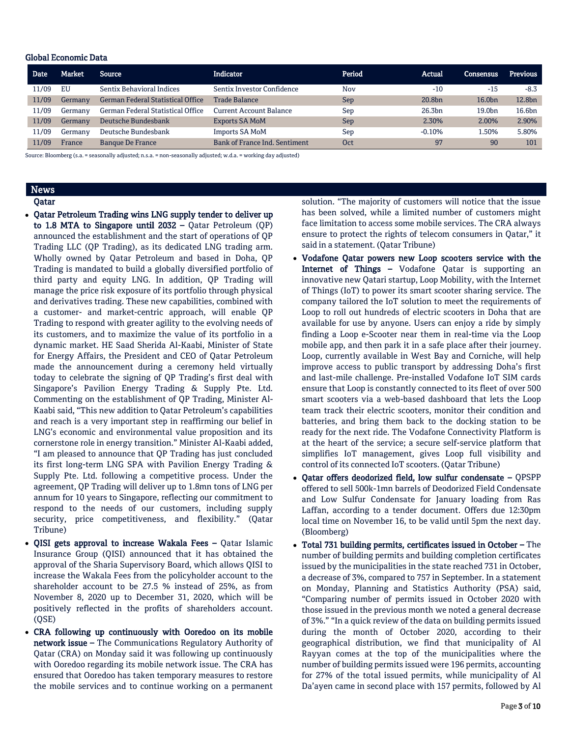## Global Economic Data

| Date | Market | Source | Indicator | Period | Actual | Consensus | Previous |
|---|---|---|---|---|---|---|---|
| 11/09 | EU | Sentix Behavioral Indices | Sentix Investor Confidence | Nov | -10 | -15 | -8.3 |
| 11/09 | Germany | German Federal Statistical Office | Trade Balance | Sep | 20.8bn | 16.0bn | 12.8bn |
| 11/09 | Germany | German Federal Statistical Office | Current Account Balance | Sep | 26.3bn | 19.0bn | 16.6bn |
| 11/09 | Germany | Deutsche Bundesbank | Exports SA MoM | Sep | 2.30% | 2.00% | 2.90% |
| 11/09 | Germany | Deutsche Bundesbank | Imports SA MoM | Sep | -0.10% | 1.50% | 5.80% |
| 11/09 | France | Banque De France | Bank of France Ind. Sentiment | Oct | 97 | 90 | 101 |

Source: Bloomberg (s.a. = seasonally adjusted; n.s.a. = non-seasonally adjusted; w.d.a. = working day adjusted)

## News

### Qatar

- **Qatar Petroleum Trading wins LNG supply tender to deliver up to 1.8 MTA to Singapore until 2032 –** Qatar Petroleum (QP) announced the establishment and the start of operations of QP Trading LLC (QP Trading), as its dedicated LNG trading arm. Wholly owned by Qatar Petroleum and based in Doha, QP Trading is mandated to build a globally diversified portfolio of third party and equity LNG. In addition, QP Trading will manage the price risk exposure of its portfolio through physical and derivatives trading. These new capabilities, combined with a customer- and market-centric approach, will enable QP Trading to respond with greater agility to the evolving needs of its customers, and to maximize the value of its portfolio in a dynamic market. HE Saad Sherida Al-Kaabi, Minister of State for Energy Affairs, the President and CEO of Qatar Petroleum made the announcement during a ceremony held virtually today to celebrate the signing of QP Trading's first deal with Singapore's Pavilion Energy Trading & Supply Pte. Ltd. Commenting on the establishment of QP Trading, Minister Al-Kaabi said, "This new addition to Qatar Petroleum's capabilities and reach is a very important step in reaffirming our belief in LNG's economic and environmental value proposition and its cornerstone role in energy transition." Minister Al-Kaabi added, "I am pleased to announce that QP Trading has just concluded its first long-term LNG SPA with Pavilion Energy Trading & Supply Pte. Ltd. following a competitive process. Under the agreement, QP Trading will deliver up to 1.8mn tons of LNG per annum for 10 years to Singapore, reflecting our commitment to respond to the needs of our customers, including supply security, price competitiveness, and flexibility." (Qatar Tribune)
- **QISI gets approval to increase Wakala Fees –** Qatar Islamic Insurance Group (QISI) announced that it has obtained the approval of the Sharia Supervisory Board, which allows QISI to increase the Wakala Fees from the policyholder account to the shareholder account to be 27.5 % instead of 25%, as from November 8, 2020 up to December 31, 2020, which will be positively reflected in the profits of shareholders account. (QSE)
- **CRA following up continuously with Ooredoo on its mobile network issue –** The Communications Regulatory Authority of Qatar (CRA) on Monday said it was following up continuously with Ooredoo regarding its mobile network issue. The CRA has ensured that Ooredoo has taken temporary measures to restore the mobile services and to continue working on a permanent solution. "The majority of customers will notice that the issue has been solved, while a limited number of customers might face limitation to access some mobile services. The CRA always ensure to protect the rights of telecom consumers in Qatar," it said in a statement. (Qatar Tribune)
- **Vodafone Qatar powers new Loop scooters service with the Internet of Things –** Vodafone Qatar is supporting an innovative new Qatari startup, Loop Mobility, with the Internet of Things (IoT) to power its smart scooter sharing service. The company tailored the IoT solution to meet the requirements of Loop to roll out hundreds of electric scooters in Doha that are available for use by anyone. Users can enjoy a ride by simply finding a Loop e-Scooter near them in real-time via the Loop mobile app, and then park it in a safe place after their journey. Loop, currently available in West Bay and Corniche, will help improve access to public transport by addressing Doha's first and last-mile challenge. Pre-installed Vodafone IoT SIM cards ensure that Loop is constantly connected to its fleet of over 500 smart scooters via a web-based dashboard that lets the Loop team track their electric scooters, monitor their condition and batteries, and bring them back to the docking station to be ready for the next ride. The Vodafone Connectivity Platform is at the heart of the service; a secure self-service platform that simplifies IoT management, gives Loop full visibility and control of its connected IoT scooters. (Qatar Tribune)
- **Qatar offers deodorized field, low sulfur condensate –** QPSPP offered to sell 500k-1mn barrels of Deodorized Field Condensate and Low Sulfur Condensate for January loading from Ras Laffan, according to a tender document. Offers due 12:30pm local time on November 16, to be valid until 5pm the next day. (Bloomberg)
- **Total 731 building permits, certificates issued in October –** The number of building permits and building completion certificates issued by the municipalities in the state reached 731 in October, a decrease of 3%, compared to 757 in September. In a statement on Monday, Planning and Statistics Authority (PSA) said, "Comparing number of permits issued in October 2020 with those issued in the previous month we noted a general decrease of 3%." "In a quick review of the data on building permits issued during the month of October 2020, according to their geographical distribution, we find that municipality of Al Rayyan comes at the top of the municipalities where the number of building permits issued were 196 permits, accounting for 27% of the total issued permits, while municipality of Al Da'ayen came in second place with 157 permits, followed by Al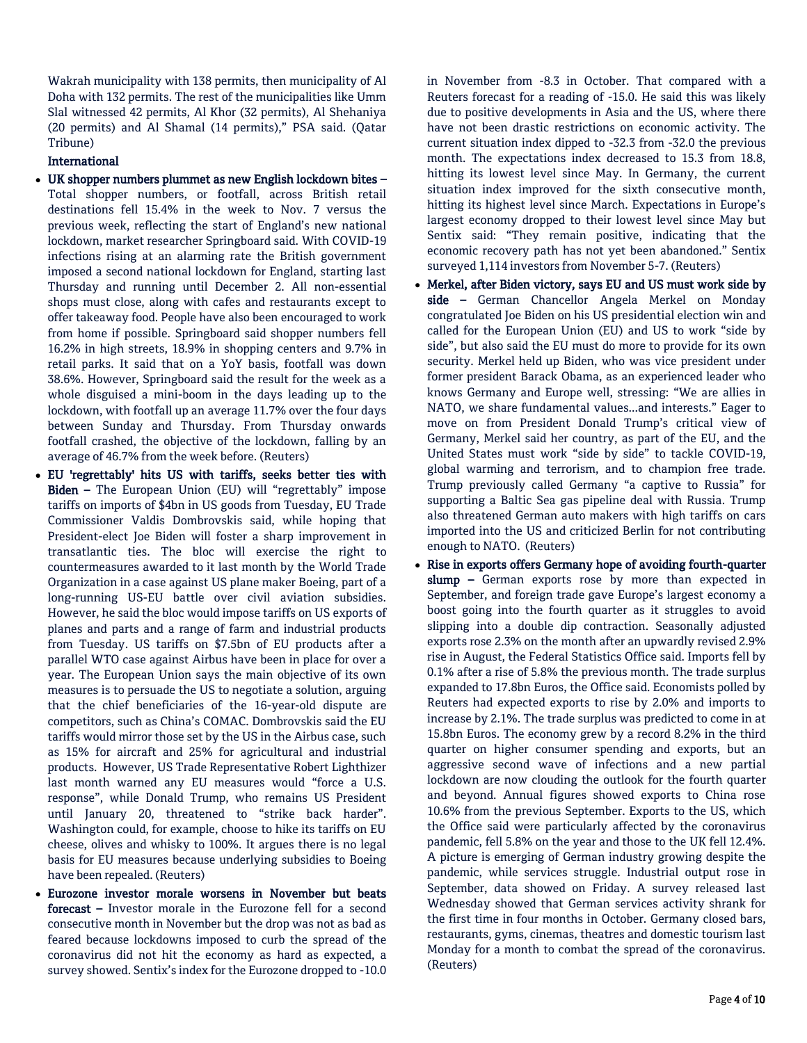Wakrah municipality with 138 permits, then municipality of Al Doha with 132 permits. The rest of the municipalities like Umm Slal witnessed 42 permits, Al Khor (32 permits), Al Shehaniya (20 permits) and Al Shamal (14 permits)," PSA said. (Qatar Tribune)

## International

- **UK shopper numbers plummet as new English lockdown bites –** Total shopper numbers, or footfall, across British retail destinations fell 15.4% in the week to Nov. 7 versus the previous week, reflecting the start of England's new national lockdown, market researcher Springboard said. With COVID-19 infections rising at an alarming rate the British government imposed a second national lockdown for England, starting last Thursday and running until December 2. All non-essential shops must close, along with cafes and restaurants except to offer takeaway food. People have also been encouraged to work from home if possible. Springboard said shopper numbers fell 16.2% in high streets, 18.9% in shopping centers and 9.7% in retail parks. It said that on a YoY basis, footfall was down 38.6%. However, Springboard said the result for the week as a whole disguised a mini-boom in the days leading up to the lockdown, with footfall up an average 11.7% over the four days between Sunday and Thursday. From Thursday onwards footfall crashed, the objective of the lockdown, falling by an average of 46.7% from the week before. (Reuters)
- **EU 'regrettably' hits US with tariffs, seeks better ties with Biden –** The European Union (EU) will "regrettably" impose tariffs on imports of $4bn in US goods from Tuesday, EU Trade Commissioner Valdis Dombrovskis said, while hoping that President-elect Joe Biden will foster a sharp improvement in transatlantic ties. The bloc will exercise the right to countermeasures awarded to it last month by the World Trade Organization in a case against US plane maker Boeing, part of a long-running US-EU battle over civil aviation subsidies. However, he said the bloc would impose tariffs on US exports of planes and parts and a range of farm and industrial products from Tuesday. US tariffs on $7.5bn of EU products after a parallel WTO case against Airbus have been in place for over a year. The European Union says the main objective of its own measures is to persuade the US to negotiate a solution, arguing that the chief beneficiaries of the 16-year-old dispute are competitors, such as China's COMAC. Dombrovskis said the EU tariffs would mirror those set by the US in the Airbus case, such as 15% for aircraft and 25% for agricultural and industrial products. However, US Trade Representative Robert Lighthizer last month warned any EU measures would "force a U.S. response", while Donald Trump, who remains US President until January 20, threatened to "strike back harder". Washington could, for example, choose to hike its tariffs on EU cheese, olives and whisky to 100%. It argues there is no legal basis for EU measures because underlying subsidies to Boeing have been repealed. (Reuters)
- **Eurozone investor morale worsens in November but beats forecast –** Investor morale in the Eurozone fell for a second consecutive month in November but the drop was not as bad as feared because lockdowns imposed to curb the spread of the coronavirus did not hit the economy as hard as expected, a survey showed. Sentix's index for the Eurozone dropped to -10.0 in November from -8.3 in October. That compared with a Reuters forecast for a reading of -15.0. He said this was likely due to positive developments in Asia and the US, where there have not been drastic restrictions on economic activity. The current situation index dipped to -32.3 from -32.0 the previous month. The expectations index decreased to 15.3 from 18.8, hitting its lowest level since May. In Germany, the current situation index improved for the sixth consecutive month, hitting its highest level since March. Expectations in Europe's largest economy dropped to their lowest level since May but Sentix said: "They remain positive, indicating that the economic recovery path has not yet been abandoned." Sentix surveyed 1,114 investors from November 5-7. (Reuters)
- **Merkel, after Biden victory, says EU and US must work side by side –** German Chancellor Angela Merkel on Monday congratulated Joe Biden on his US presidential election win and called for the European Union (EU) and US to work "side by side", but also said the EU must do more to provide for its own security. Merkel held up Biden, who was vice president under former president Barack Obama, as an experienced leader who knows Germany and Europe well, stressing: "We are allies in NATO, we share fundamental values…and interests." Eager to move on from President Donald Trump's critical view of Germany, Merkel said her country, as part of the EU, and the United States must work "side by side" to tackle COVID-19, global warming and terrorism, and to champion free trade. Trump previously called Germany "a captive to Russia" for supporting a Baltic Sea gas pipeline deal with Russia. Trump also threatened German auto makers with high tariffs on cars imported into the US and criticized Berlin for not contributing enough to NATO. (Reuters)
- **Rise in exports offers Germany hope of avoiding fourth-quarter slump –** German exports rose by more than expected in September, and foreign trade gave Europe's largest economy a boost going into the fourth quarter as it struggles to avoid slipping into a double dip contraction. Seasonally adjusted exports rose 2.3% on the month after an upwardly revised 2.9% rise in August, the Federal Statistics Office said. Imports fell by 0.1% after a rise of 5.8% the previous month. The trade surplus expanded to 17.8bn Euros, the Office said. Economists polled by Reuters had expected exports to rise by 2.0% and imports to increase by 2.1%. The trade surplus was predicted to come in at 15.8bn Euros. The economy grew by a record 8.2% in the third quarter on higher consumer spending and exports, but an aggressive second wave of infections and a new partial lockdown are now clouding the outlook for the fourth quarter and beyond. Annual figures showed exports to China rose 10.6% from the previous September. Exports to the US, which the Office said were particularly affected by the coronavirus pandemic, fell 5.8% on the year and those to the UK fell 12.4%. A picture is emerging of German industry growing despite the pandemic, while services struggle. Industrial output rose in September, data showed on Friday. A survey released last Wednesday showed that German services activity shrank for the first time in four months in October. Germany closed bars, restaurants, gyms, cinemas, theatres and domestic tourism last Monday for a month to combat the spread of the coronavirus. (Reuters)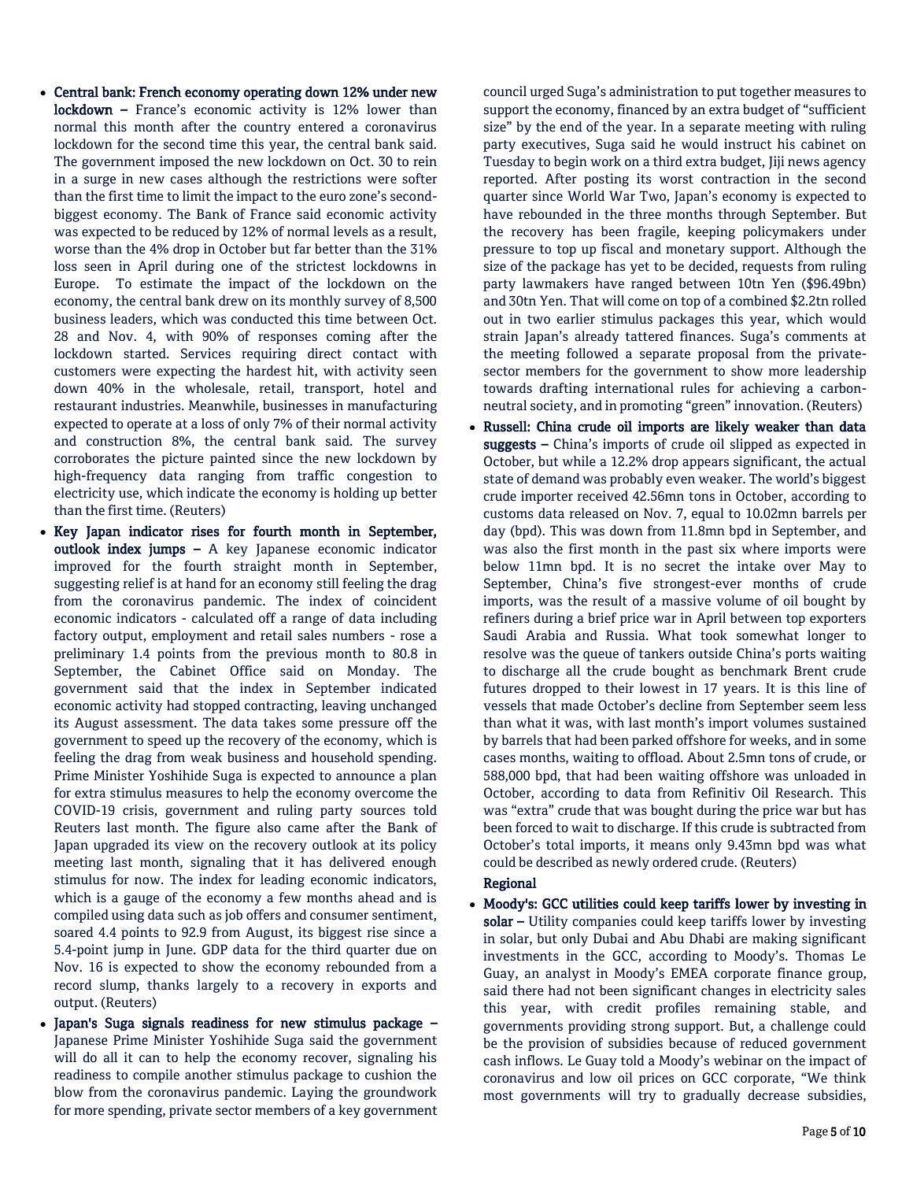- **Central bank: French economy operating down 12% under new lockdown –** France's economic activity is 12% lower than normal this month after the country entered a coronavirus lockdown for the second time this year, the central bank said. The government imposed the new lockdown on Oct. 30 to rein in a surge in new cases although the restrictions were softer than the first time to limit the impact to the euro zone's second-biggest economy. The Bank of France said economic activity was expected to be reduced by 12% of normal levels as a result, worse than the 4% drop in October but far better than the 31% loss seen in April during one of the strictest lockdowns in Europe. To estimate the impact of the lockdown on the economy, the central bank drew on its monthly survey of 8,500 business leaders, which was conducted this time between Oct. 28 and Nov. 4, with 90% of responses coming after the lockdown started. Services requiring direct contact with customers were expecting the hardest hit, with activity seen down 40% in the wholesale, retail, transport, hotel and restaurant industries. Meanwhile, businesses in manufacturing expected to operate at a loss of only 7% of their normal activity and construction 8%, the central bank said. The survey corroborates the picture painted since the new lockdown by high-frequency data ranging from traffic congestion to electricity use, which indicate the economy is holding up better than the first time. (Reuters)
- **Key Japan indicator rises for fourth month in September, outlook index jumps –** A key Japanese economic indicator improved for the fourth straight month in September, suggesting relief is at hand for an economy still feeling the drag from the coronavirus pandemic. The index of coincident economic indicators - calculated off a range of data including factory output, employment and retail sales numbers - rose a preliminary 1.4 points from the previous month to 80.8 in September, the Cabinet Office said on Monday. The government said that the index in September indicated economic activity had stopped contracting, leaving unchanged its August assessment. The data takes some pressure off the government to speed up the recovery of the economy, which is feeling the drag from weak business and household spending. Prime Minister Yoshihide Suga is expected to announce a plan for extra stimulus measures to help the economy overcome the COVID-19 crisis, government and ruling party sources told Reuters last month. The figure also came after the Bank of Japan upgraded its view on the recovery outlook at its policy meeting last month, signaling that it has delivered enough stimulus for now. The index for leading economic indicators, which is a gauge of the economy a few months ahead and is compiled using data such as job offers and consumer sentiment, soared 4.4 points to 92.9 from August, its biggest rise since a 5.4-point jump in June. GDP data for the third quarter due on Nov. 16 is expected to show the economy rebounded from a record slump, thanks largely to a recovery in exports and output. (Reuters)
- **Japan's Suga signals readiness for new stimulus package –** Japanese Prime Minister Yoshihide Suga said the government will do all it can to help the economy recover, signaling his readiness to compile another stimulus package to cushion the blow from the coronavirus pandemic. Laying the groundwork for more spending, private sector members of a key government council urged Suga's administration to put together measures to support the economy, financed by an extra budget of "sufficient size" by the end of the year. In a separate meeting with ruling party executives, Suga said he would instruct his cabinet on Tuesday to begin work on a third extra budget, Jiji news agency reported. After posting its worst contraction in the second quarter since World War Two, Japan's economy is expected to have rebounded in the three months through September. But the recovery has been fragile, keeping policymakers under pressure to top up fiscal and monetary support. Although the size of the package has yet to be decided, requests from ruling party lawmakers have ranged between 10tn Yen ($96.49bn) and 30tn Yen. That will come on top of a combined $2.2tn rolled out in two earlier stimulus packages this year, which would strain Japan's already tattered finances. Suga's comments at the meeting followed a separate proposal from the private-sector members for the government to show more leadership towards drafting international rules for achieving a carbon-neutral society, and in promoting "green" innovation. (Reuters)
- **Russell: China crude oil imports are likely weaker than data suggests –** China's imports of crude oil slipped as expected in October, but while a 12.2% drop appears significant, the actual state of demand was probably even weaker. The world's biggest crude importer received 42.56mn tons in October, according to customs data released on Nov. 7, equal to 10.02mn barrels per day (bpd). This was down from 11.8mn bpd in September, and was also the first month in the past six where imports were below 11mn bpd. It is no secret the intake over May to September, China's five strongest-ever months of crude imports, was the result of a massive volume of oil bought by refiners during a brief price war in April between top exporters Saudi Arabia and Russia. What took somewhat longer to resolve was the queue of tankers outside China's ports waiting to discharge all the crude bought as benchmark Brent crude futures dropped to their lowest in 17 years. It is this line of vessels that made October's decline from September seem less than what it was, with last month's import volumes sustained by barrels that had been parked offshore for weeks, and in some cases months, waiting to offload. About 2.5mn tons of crude, or 588,000 bpd, that had been waiting offshore was unloaded in October, according to data from Refinitiv Oil Research. This was "extra" crude that was bought during the price war but has been forced to wait to discharge. If this crude is subtracted from October's total imports, it means only 9.43mn bpd was what could be described as newly ordered crude. (Reuters)

## Regional

- **Moody's: GCC utilities could keep tariffs lower by investing in solar –** Utility companies could keep tariffs lower by investing in solar, but only Dubai and Abu Dhabi are making significant investments in the GCC, according to Moody's. Thomas Le Guay, an analyst in Moody's EMEA corporate finance group, said there had not been significant changes in electricity sales this year, with credit profiles remaining stable, and governments providing strong support. But, a challenge could be the provision of subsidies because of reduced government cash inflows. Le Guay told a Moody's webinar on the impact of coronavirus and low oil prices on GCC corporate, "We think most governments will try to gradually decrease subsidies,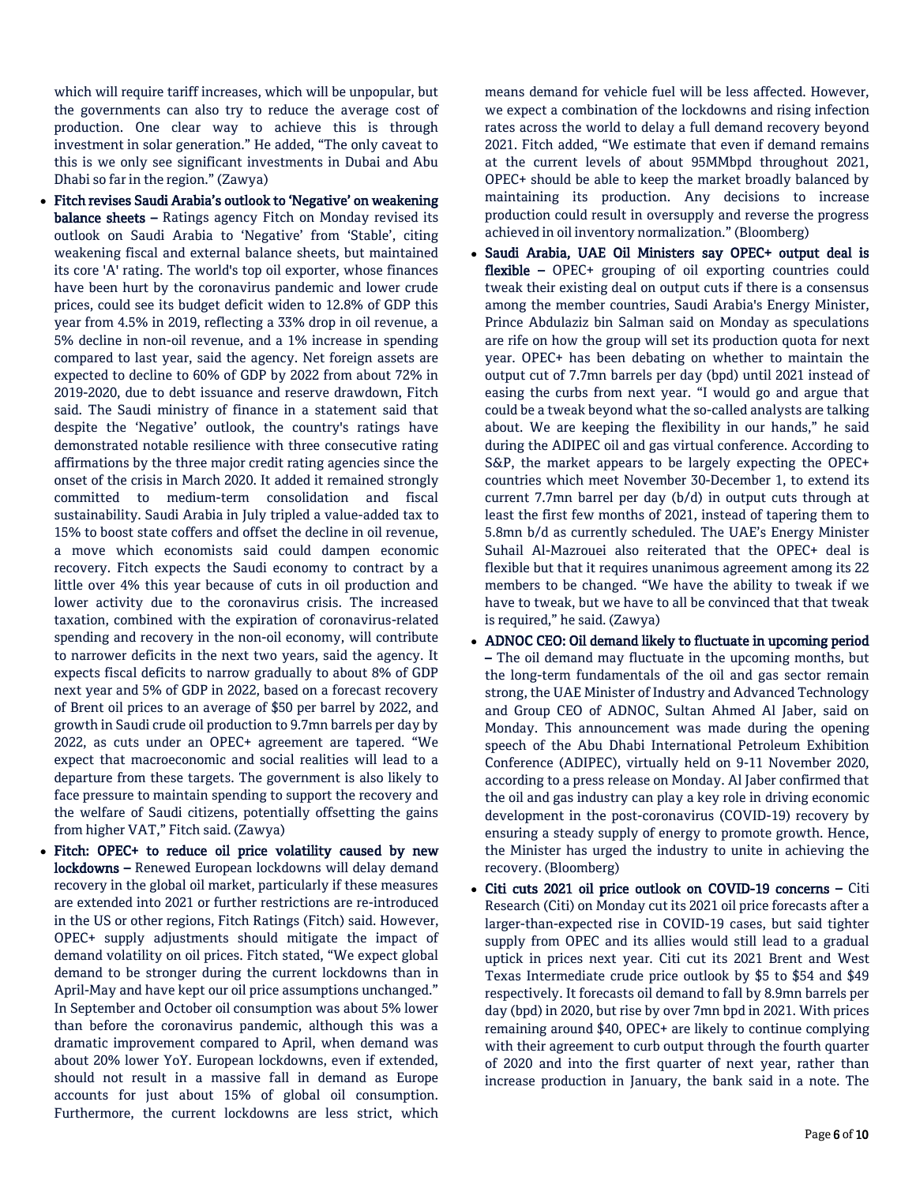which will require tariff increases, which will be unpopular, but the governments can also try to reduce the average cost of production. One clear way to achieve this is through investment in solar generation." He added, "The only caveat to this is we only see significant investments in Dubai and Abu Dhabi so far in the region." (Zawya)

- **Fitch revises Saudi Arabia's outlook to 'Negative' on weakening balance sheets –** Ratings agency Fitch on Monday revised its outlook on Saudi Arabia to 'Negative' from 'Stable', citing weakening fiscal and external balance sheets, but maintained its core 'A' rating. The world's top oil exporter, whose finances have been hurt by the coronavirus pandemic and lower crude prices, could see its budget deficit widen to 12.8% of GDP this year from 4.5% in 2019, reflecting a 33% drop in oil revenue, a 5% decline in non-oil revenue, and a 1% increase in spending compared to last year, said the agency. Net foreign assets are expected to decline to 60% of GDP by 2022 from about 72% in 2019-2020, due to debt issuance and reserve drawdown, Fitch said. The Saudi ministry of finance in a statement said that despite the 'Negative' outlook, the country's ratings have demonstrated notable resilience with three consecutive rating affirmations by the three major credit rating agencies since the onset of the crisis in March 2020. It added it remained strongly committed to medium-term consolidation and fiscal sustainability. Saudi Arabia in July tripled a value-added tax to 15% to boost state coffers and offset the decline in oil revenue, a move which economists said could dampen economic recovery. Fitch expects the Saudi economy to contract by a little over 4% this year because of cuts in oil production and lower activity due to the coronavirus crisis. The increased taxation, combined with the expiration of coronavirus-related spending and recovery in the non-oil economy, will contribute to narrower deficits in the next two years, said the agency. It expects fiscal deficits to narrow gradually to about 8% of GDP next year and 5% of GDP in 2022, based on a forecast recovery of Brent oil prices to an average of $50 per barrel by 2022, and growth in Saudi crude oil production to 9.7mn barrels per day by 2022, as cuts under an OPEC+ agreement are tapered. "We expect that macroeconomic and social realities will lead to a departure from these targets. The government is also likely to face pressure to maintain spending to support the recovery and the welfare of Saudi citizens, potentially offsetting the gains from higher VAT," Fitch said. (Zawya)
- **Fitch: OPEC+ to reduce oil price volatility caused by new lockdowns –** Renewed European lockdowns will delay demand recovery in the global oil market, particularly if these measures are extended into 2021 or further restrictions are re-introduced in the US or other regions, Fitch Ratings (Fitch) said. However, OPEC+ supply adjustments should mitigate the impact of demand volatility on oil prices. Fitch stated, "We expect global demand to be stronger during the current lockdowns than in April-May and have kept our oil price assumptions unchanged." In September and October oil consumption was about 5% lower than before the coronavirus pandemic, although this was a dramatic improvement compared to April, when demand was about 20% lower YoY. European lockdowns, even if extended, should not result in a massive fall in demand as Europe accounts for just about 15% of global oil consumption. Furthermore, the current lockdowns are less strict, which means demand for vehicle fuel will be less affected. However, we expect a combination of the lockdowns and rising infection rates across the world to delay a full demand recovery beyond 2021. Fitch added, "We estimate that even if demand remains at the current levels of about 95MMbpd throughout 2021, OPEC+ should be able to keep the market broadly balanced by maintaining its production. Any decisions to increase production could result in oversupply and reverse the progress achieved in oil inventory normalization." (Bloomberg)
- **Saudi Arabia, UAE Oil Ministers say OPEC+ output deal is flexible –** OPEC+ grouping of oil exporting countries could tweak their existing deal on output cuts if there is a consensus among the member countries, Saudi Arabia's Energy Minister, Prince Abdulaziz bin Salman said on Monday as speculations are rife on how the group will set its production quota for next year. OPEC+ has been debating on whether to maintain the output cut of 7.7mn barrels per day (bpd) until 2021 instead of easing the curbs from next year. "I would go and argue that could be a tweak beyond what the so-called analysts are talking about. We are keeping the flexibility in our hands," he said during the ADIPEC oil and gas virtual conference. According to S&P, the market appears to be largely expecting the OPEC+ countries which meet November 30-December 1, to extend its current 7.7mn barrel per day (b/d) in output cuts through at least the first few months of 2021, instead of tapering them to 5.8mn b/d as currently scheduled. The UAE's Energy Minister Suhail Al-Mazrouei also reiterated that the OPEC+ deal is flexible but that it requires unanimous agreement among its 22 members to be changed. "We have the ability to tweak if we have to tweak, but we have to all be convinced that that tweak is required," he said. (Zawya)
- **ADNOC CEO: Oil demand likely to fluctuate in upcoming period –** The oil demand may fluctuate in the upcoming months, but the long-term fundamentals of the oil and gas sector remain strong, the UAE Minister of Industry and Advanced Technology and Group CEO of ADNOC, Sultan Ahmed Al Jaber, said on Monday. This announcement was made during the opening speech of the Abu Dhabi International Petroleum Exhibition Conference (ADIPEC), virtually held on 9-11 November 2020, according to a press release on Monday. Al Jaber confirmed that the oil and gas industry can play a key role in driving economic development in the post-coronavirus (COVID-19) recovery by ensuring a steady supply of energy to promote growth. Hence, the Minister has urged the industry to unite in achieving the recovery. (Bloomberg)
- **Citi cuts 2021 oil price outlook on COVID-19 concerns –** Citi Research (Citi) on Monday cut its 2021 oil price forecasts after a larger-than-expected rise in COVID-19 cases, but said tighter supply from OPEC and its allies would still lead to a gradual uptick in prices next year. Citi cut its 2021 Brent and West Texas Intermediate crude price outlook by $5 to $54 and $49 respectively. It forecasts oil demand to fall by 8.9mn barrels per day (bpd) in 2020, but rise by over 7mn bpd in 2021. With prices remaining around $40, OPEC+ are likely to continue complying with their agreement to curb output through the fourth quarter of 2020 and into the first quarter of next year, rather than increase production in January, the bank said in a note. The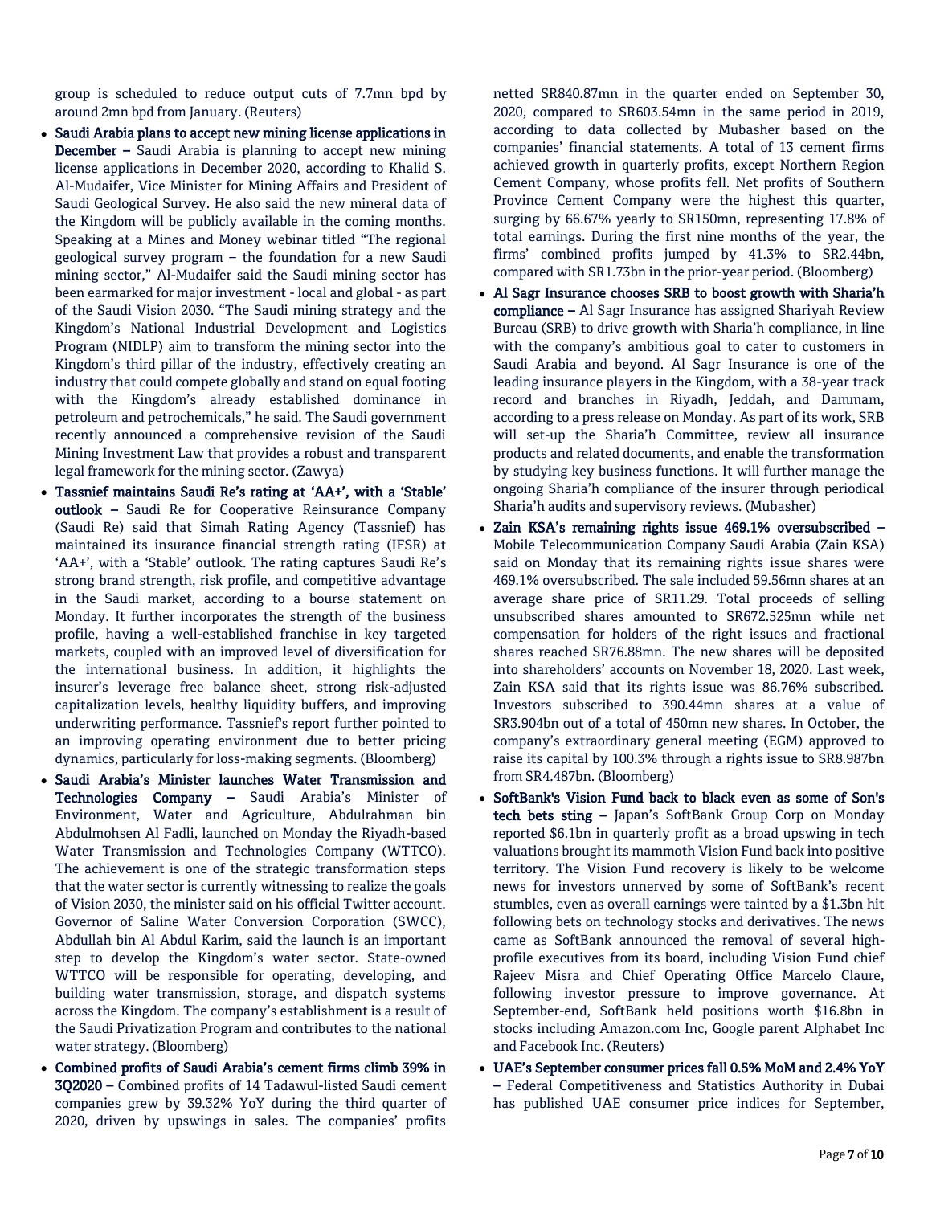group is scheduled to reduce output cuts of 7.7mn bpd by around 2mn bpd from January. (Reuters)

- **Saudi Arabia plans to accept new mining license applications in December –** Saudi Arabia is planning to accept new mining license applications in December 2020, according to Khalid S. Al-Mudaifer, Vice Minister for Mining Affairs and President of Saudi Geological Survey. He also said the new mineral data of the Kingdom will be publicly available in the coming months. Speaking at a Mines and Money webinar titled "The regional geological survey program – the foundation for a new Saudi mining sector," Al-Mudaifer said the Saudi mining sector has been earmarked for major investment - local and global - as part of the Saudi Vision 2030. "The Saudi mining strategy and the Kingdom's National Industrial Development and Logistics Program (NIDLP) aim to transform the mining sector into the Kingdom's third pillar of the industry, effectively creating an industry that could compete globally and stand on equal footing with the Kingdom's already established dominance in petroleum and petrochemicals," he said. The Saudi government recently announced a comprehensive revision of the Saudi Mining Investment Law that provides a robust and transparent legal framework for the mining sector. (Zawya)
- **Tassnief maintains Saudi Re's rating at 'AA+', with a 'Stable' outlook –** Saudi Re for Cooperative Reinsurance Company (Saudi Re) said that Simah Rating Agency (Tassnief) has maintained its insurance financial strength rating (IFSR) at 'AA+', with a 'Stable' outlook. The rating captures Saudi Re's strong brand strength, risk profile, and competitive advantage in the Saudi market, according to a bourse statement on Monday. It further incorporates the strength of the business profile, having a well-established franchise in key targeted markets, coupled with an improved level of diversification for the international business. In addition, it highlights the insurer's leverage free balance sheet, strong risk-adjusted capitalization levels, healthy liquidity buffers, and improving underwriting performance. Tassnief's report further pointed to an improving operating environment due to better pricing dynamics, particularly for loss-making segments. (Bloomberg)
- **Saudi Arabia's Minister launches Water Transmission and Technologies Company –** Saudi Arabia's Minister of Environment, Water and Agriculture, Abdulrahman bin Abdulmohsen Al Fadli, launched on Monday the Riyadh-based Water Transmission and Technologies Company (WTTCO). The achievement is one of the strategic transformation steps that the water sector is currently witnessing to realize the goals of Vision 2030, the minister said on his official Twitter account. Governor of Saline Water Conversion Corporation (SWCC), Abdullah bin Al Abdul Karim, said the launch is an important step to develop the Kingdom's water sector. State-owned WTTCO will be responsible for operating, developing, and building water transmission, storage, and dispatch systems across the Kingdom. The company's establishment is a result of the Saudi Privatization Program and contributes to the national water strategy. (Bloomberg)
- **Combined profits of Saudi Arabia's cement firms climb 39% in 3Q2020 –** Combined profits of 14 Tadawul-listed Saudi cement companies grew by 39.32% YoY during the third quarter of 2020, driven by upswings in sales. The companies' profits netted SR840.87mn in the quarter ended on September 30, 2020, compared to SR603.54mn in the same period in 2019, according to data collected by Mubasher based on the companies' financial statements. A total of 13 cement firms achieved growth in quarterly profits, except Northern Region Cement Company, whose profits fell. Net profits of Southern Province Cement Company were the highest this quarter, surging by 66.67% yearly to SR150mn, representing 17.8% of total earnings. During the first nine months of the year, the firms' combined profits jumped by 41.3% to SR2.44bn, compared with SR1.73bn in the prior-year period. (Bloomberg)
- **Al Sagr Insurance chooses SRB to boost growth with Sharia'h compliance –** Al Sagr Insurance has assigned Shariyah Review Bureau (SRB) to drive growth with Sharia'h compliance, in line with the company's ambitious goal to cater to customers in Saudi Arabia and beyond. Al Sagr Insurance is one of the leading insurance players in the Kingdom, with a 38-year track record and branches in Riyadh, Jeddah, and Dammam, according to a press release on Monday. As part of its work, SRB will set-up the Sharia'h Committee, review all insurance products and related documents, and enable the transformation by studying key business functions. It will further manage the ongoing Sharia'h compliance of the insurer through periodical Sharia'h audits and supervisory reviews. (Mubasher)
- **Zain KSA's remaining rights issue 469.1% oversubscribed –** Mobile Telecommunication Company Saudi Arabia (Zain KSA) said on Monday that its remaining rights issue shares were 469.1% oversubscribed. The sale included 59.56mn shares at an average share price of SR11.29. Total proceeds of selling unsubscribed shares amounted to SR672.525mn while net compensation for holders of the right issues and fractional shares reached SR76.88mn. The new shares will be deposited into shareholders' accounts on November 18, 2020. Last week, Zain KSA said that its rights issue was 86.76% subscribed. Investors subscribed to 390.44mn shares at a value of SR3.904bn out of a total of 450mn new shares. In October, the company's extraordinary general meeting (EGM) approved to raise its capital by 100.3% through a rights issue to SR8.987bn from SR4.487bn. (Bloomberg)
- **SoftBank's Vision Fund back to black even as some of Son's tech bets sting –** Japan's SoftBank Group Corp on Monday reported $6.1bn in quarterly profit as a broad upswing in tech valuations brought its mammoth Vision Fund back into positive territory. The Vision Fund recovery is likely to be welcome news for investors unnerved by some of SoftBank's recent stumbles, even as overall earnings were tainted by a $1.3bn hit following bets on technology stocks and derivatives. The news came as SoftBank announced the removal of several high-profile executives from its board, including Vision Fund chief Rajeev Misra and Chief Operating Office Marcelo Claure, following investor pressure to improve governance. At September-end, SoftBank held positions worth $16.8bn in stocks including Amazon.com Inc, Google parent Alphabet Inc and Facebook Inc. (Reuters)
- **UAE's September consumer prices fall 0.5% MoM and 2.4% YoY –** Federal Competitiveness and Statistics Authority in Dubai has published UAE consumer price indices for September,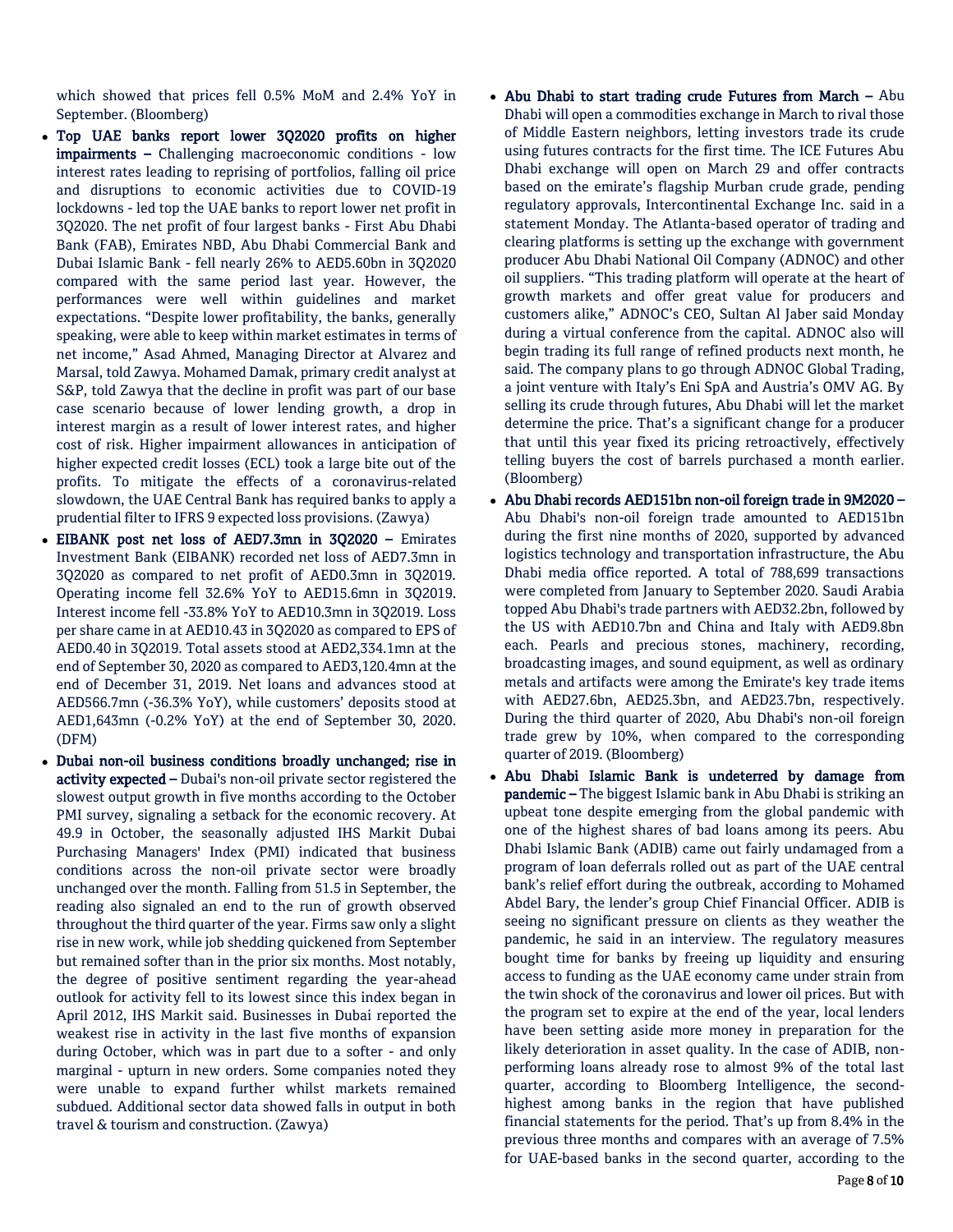which showed that prices fell 0.5% MoM and 2.4% YoY in September. (Bloomberg)

- **Top UAE banks report lower 3Q2020 profits on higher impairments –** Challenging macroeconomic conditions - low interest rates leading to repricing of portfolios, falling oil price and disruptions to economic activities due to COVID-19 lockdowns - led top the UAE banks to report lower net profit in 3Q2020. The net profit of four largest banks - First Abu Dhabi Bank (FAB), Emirates NBD, Abu Dhabi Commercial Bank and Dubai Islamic Bank - fell nearly 26% to AED5.60bn in 3Q2020 compared with the same period last year. However, the performances were well within guidelines and market expectations. "Despite lower profitability, the banks, generally speaking, were able to keep within market estimates in terms of net income," Asad Ahmed, Managing Director at Alvarez and Marsal, told Zawya. Mohamed Damak, primary credit analyst at S&P, told Zawya that the decline in profit was part of our base case scenario because of lower lending growth, a drop in interest margin as a result of lower interest rates, and higher cost of risk. Higher impairment allowances in anticipation of higher expected credit losses (ECL) took a large bite out of the profits. To mitigate the effects of a coronavirus-related slowdown, the UAE Central Bank has required banks to apply a prudential filter to IFRS 9 expected loss provisions. (Zawya)
- **EIBANK post net loss of AED7.3mn in 3Q2020 –** Emirates Investment Bank (EIBANK) recorded net loss of AED7.3mn in 3Q2020 as compared to net profit of AED0.3mn in 3Q2019. Operating income fell 32.6% YoY to AED15.6mn in 3Q2019. Interest income fell -33.8% YoY to AED10.3mn in 3Q2019. Loss per share came in at AED10.43 in 3Q2020 as compared to EPS of AED0.40 in 3Q2019. Total assets stood at AED2,334.1mn at the end of September 30, 2020 as compared to AED3,120.4mn at the end of December 31, 2019. Net loans and advances stood at AED566.7mn (-36.3% YoY), while customers' deposits stood at AED1,643mn (-0.2% YoY) at the end of September 30, 2020. (DFM)
- **Dubai non-oil business conditions broadly unchanged; rise in activity expected –** Dubai's non-oil private sector registered the slowest output growth in five months according to the October PMI survey, signaling a setback for the economic recovery. At 49.9 in October, the seasonally adjusted IHS Markit Dubai Purchasing Managers' Index (PMI) indicated that business conditions across the non-oil private sector were broadly unchanged over the month. Falling from 51.5 in September, the reading also signaled an end to the run of growth observed throughout the third quarter of the year. Firms saw only a slight rise in new work, while job shedding quickened from September but remained softer than in the prior six months. Most notably, the degree of positive sentiment regarding the year-ahead outlook for activity fell to its lowest since this index began in April 2012, IHS Markit said. Businesses in Dubai reported the weakest rise in activity in the last five months of expansion during October, which was in part due to a softer - and only marginal - upturn in new orders. Some companies noted they were unable to expand further whilst markets remained subdued. Additional sector data showed falls in output in both travel & tourism and construction. (Zawya)
- **Abu Dhabi to start trading crude Futures from March –** Abu Dhabi will open a commodities exchange in March to rival those of Middle Eastern neighbors, letting investors trade its crude using futures contracts for the first time. The ICE Futures Abu Dhabi exchange will open on March 29 and offer contracts based on the emirate's flagship Murban crude grade, pending regulatory approvals, Intercontinental Exchange Inc. said in a statement Monday. The Atlanta-based operator of trading and clearing platforms is setting up the exchange with government producer Abu Dhabi National Oil Company (ADNOC) and other oil suppliers. "This trading platform will operate at the heart of growth markets and offer great value for producers and customers alike," ADNOC's CEO, Sultan Al Jaber said Monday during a virtual conference from the capital. ADNOC also will begin trading its full range of refined products next month, he said. The company plans to go through ADNOC Global Trading, a joint venture with Italy's Eni SpA and Austria's OMV AG. By selling its crude through futures, Abu Dhabi will let the market determine the price. That's a significant change for a producer that until this year fixed its pricing retroactively, effectively telling buyers the cost of barrels purchased a month earlier. (Bloomberg)
- **Abu Dhabi records AED151bn non-oil foreign trade in 9M2020 –** Abu Dhabi's non-oil foreign trade amounted to AED151bn during the first nine months of 2020, supported by advanced logistics technology and transportation infrastructure, the Abu Dhabi media office reported. A total of 788,699 transactions were completed from January to September 2020. Saudi Arabia topped Abu Dhabi's trade partners with AED32.2bn, followed by the US with AED10.7bn and China and Italy with AED9.8bn each. Pearls and precious stones, machinery, recording, broadcasting images, and sound equipment, as well as ordinary metals and artifacts were among the Emirate's key trade items with AED27.6bn, AED25.3bn, and AED23.7bn, respectively. During the third quarter of 2020, Abu Dhabi's non-oil foreign trade grew by 10%, when compared to the corresponding quarter of 2019. (Bloomberg)
- **Abu Dhabi Islamic Bank is undeterred by damage from pandemic –** The biggest Islamic bank in Abu Dhabi is striking an upbeat tone despite emerging from the global pandemic with one of the highest shares of bad loans among its peers. Abu Dhabi Islamic Bank (ADIB) came out fairly undamaged from a program of loan deferrals rolled out as part of the UAE central bank's relief effort during the outbreak, according to Mohamed Abdel Bary, the lender's group Chief Financial Officer. ADIB is seeing no significant pressure on clients as they weather the pandemic, he said in an interview. The regulatory measures bought time for banks by freeing up liquidity and ensuring access to funding as the UAE economy came under strain from the twin shock of the coronavirus and lower oil prices. But with the program set to expire at the end of the year, local lenders have been setting aside more money in preparation for the likely deterioration in asset quality. In the case of ADIB, non-performing loans already rose to almost 9% of the total last quarter, according to Bloomberg Intelligence, the second-highest among banks in the region that have published financial statements for the period. That's up from 8.4% in the previous three months and compares with an average of 7.5% for UAE-based banks in the second quarter, according to the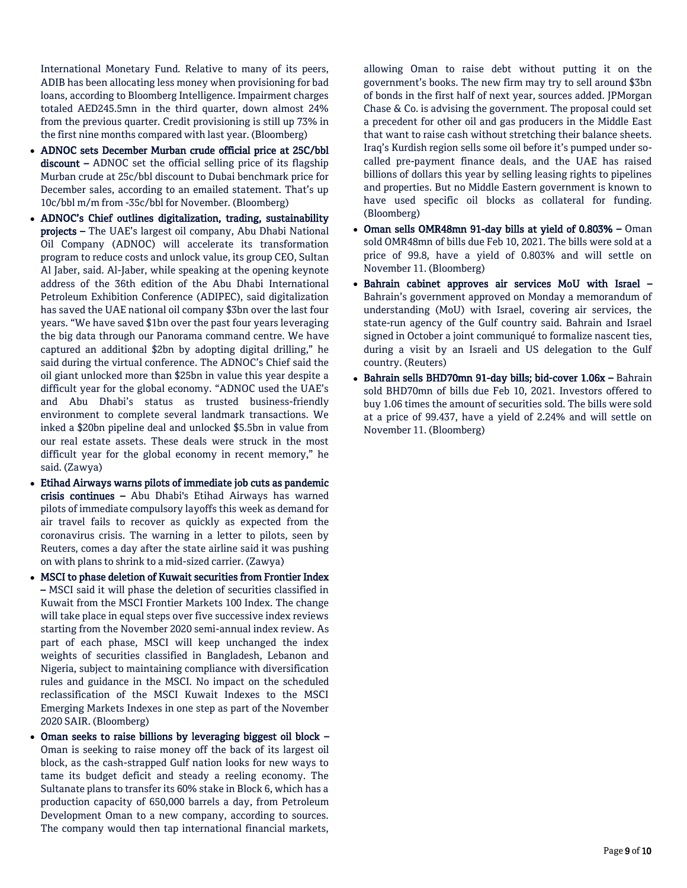International Monetary Fund. Relative to many of its peers, ADIB has been allocating less money when provisioning for bad loans, according to Bloomberg Intelligence. Impairment charges totaled AED245.5mn in the third quarter, down almost 24% from the previous quarter. Credit provisioning is still up 73% in the first nine months compared with last year. (Bloomberg)

- **ADNOC sets December Murban crude official price at 25C/bbl discount –** ADNOC set the official selling price of its flagship Murban crude at 25c/bbl discount to Dubai benchmark price for December sales, according to an emailed statement. That's up 10c/bbl m/m from -35c/bbl for November. (Bloomberg)
- **ADNOC's Chief outlines digitalization, trading, sustainability projects –** The UAE's largest oil company, Abu Dhabi National Oil Company (ADNOC) will accelerate its transformation program to reduce costs and unlock value, its group CEO, Sultan Al Jaber, said. Al-Jaber, while speaking at the opening keynote address of the 36th edition of the Abu Dhabi International Petroleum Exhibition Conference (ADIPEC), said digitalization has saved the UAE national oil company $3bn over the last four years. "We have saved $1bn over the past four years leveraging the big data through our Panorama command centre. We have captured an additional $2bn by adopting digital drilling," he said during the virtual conference. The ADNOC's Chief said the oil giant unlocked more than $25bn in value this year despite a difficult year for the global economy. "ADNOC used the UAE's and Abu Dhabi's status as trusted business-friendly environment to complete several landmark transactions. We inked a $20bn pipeline deal and unlocked $5.5bn in value from our real estate assets. These deals were struck in the most difficult year for the global economy in recent memory," he said. (Zawya)
- **Etihad Airways warns pilots of immediate job cuts as pandemic crisis continues –** Abu Dhabi's Etihad Airways has warned pilots of immediate compulsory layoffs this week as demand for air travel fails to recover as quickly as expected from the coronavirus crisis. The warning in a letter to pilots, seen by Reuters, comes a day after the state airline said it was pushing on with plans to shrink to a mid-sized carrier. (Zawya)
- **MSCI to phase deletion of Kuwait securities from Frontier Index –** MSCI said it will phase the deletion of securities classified in Kuwait from the MSCI Frontier Markets 100 Index. The change will take place in equal steps over five successive index reviews starting from the November 2020 semi-annual index review. As part of each phase, MSCI will keep unchanged the index weights of securities classified in Bangladesh, Lebanon and Nigeria, subject to maintaining compliance with diversification rules and guidance in the MSCI. No impact on the scheduled reclassification of the MSCI Kuwait Indexes to the MSCI Emerging Markets Indexes in one step as part of the November 2020 SAIR. (Bloomberg)
- **Oman seeks to raise billions by leveraging biggest oil block –** Oman is seeking to raise money off the back of its largest oil block, as the cash-strapped Gulf nation looks for new ways to tame its budget deficit and steady a reeling economy. The Sultanate plans to transfer its 60% stake in Block 6, which has a production capacity of 650,000 barrels a day, from Petroleum Development Oman to a new company, according to sources. The company would then tap international financial markets, allowing Oman to raise debt without putting it on the government's books. The new firm may try to sell around $3bn of bonds in the first half of next year, sources added. JPMorgan Chase & Co. is advising the government. The proposal could set a precedent for other oil and gas producers in the Middle East that want to raise cash without stretching their balance sheets. Iraq's Kurdish region sells some oil before it's pumped under so-called pre-payment finance deals, and the UAE has raised billions of dollars this year by selling leasing rights to pipelines and properties. But no Middle Eastern government is known to have used specific oil blocks as collateral for funding. (Bloomberg)
- **Oman sells OMR48mn 91-day bills at yield of 0.803% –** Oman sold OMR48mn of bills due Feb 10, 2021. The bills were sold at a price of 99.8, have a yield of 0.803% and will settle on November 11. (Bloomberg)
- **Bahrain cabinet approves air services MoU with Israel –** Bahrain's government approved on Monday a memorandum of understanding (MoU) with Israel, covering air services, the state-run agency of the Gulf country said. Bahrain and Israel signed in October a joint communiqué to formalize nascent ties, during a visit by an Israeli and US delegation to the Gulf country. (Reuters)
- **Bahrain sells BHD70mn 91-day bills; bid-cover 1.06x –** Bahrain sold BHD70mn of bills due Feb 10, 2021. Investors offered to buy 1.06 times the amount of securities sold. The bills were sold at a price of 99.437, have a yield of 2.24% and will settle on November 11. (Bloomberg)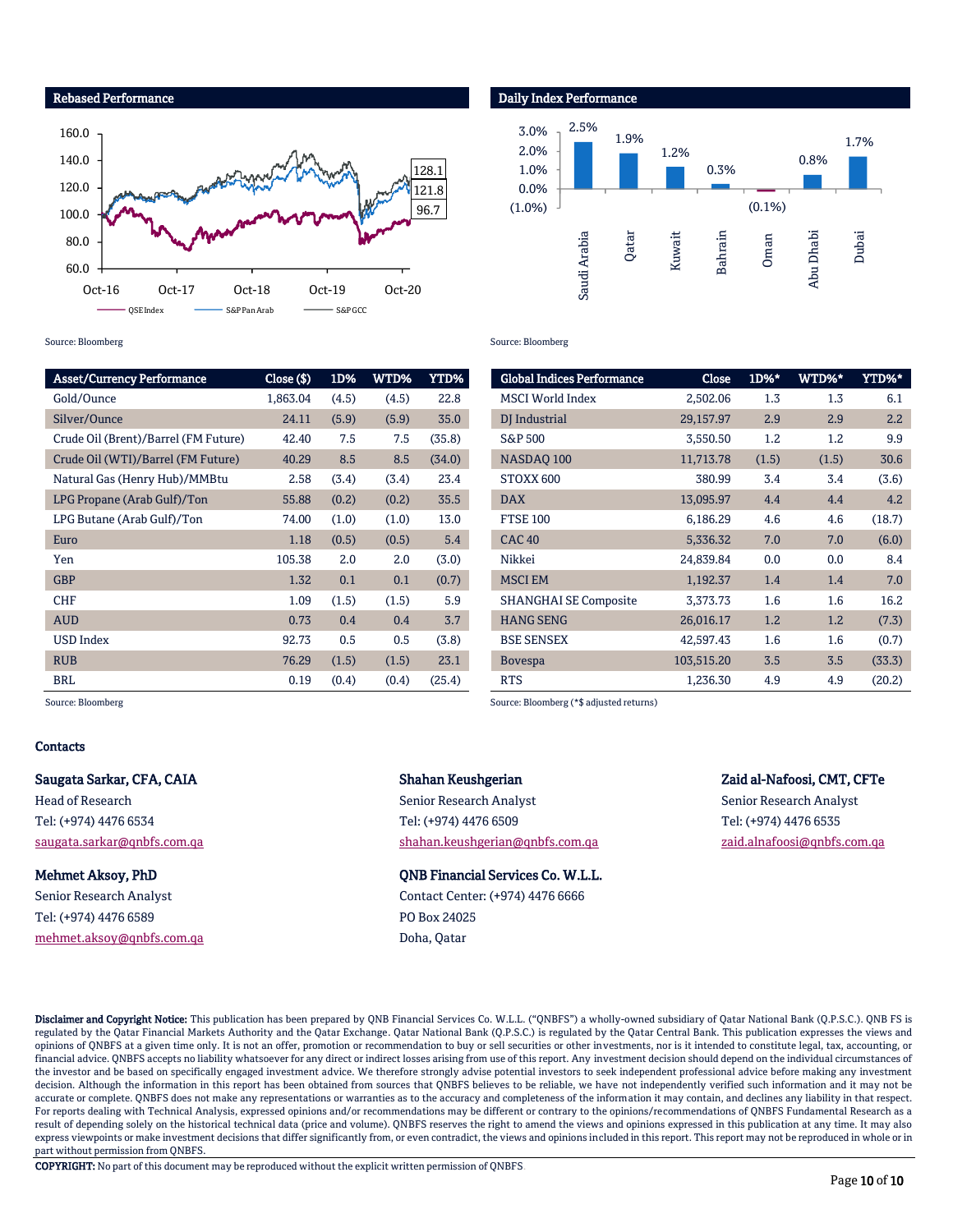### Rebased Performance

160.0
140.0
120.0
100.0
80.0
60.0

Oct-16 Oct-17 Oct-18 Oct-19 Oct-20

128.1
121.8
96.7

QSE Index S&P Pan Arab S&P GCC

Source: Bloomberg

### Daily Index Performance

3.0%
2.0%
1.0%
0.0%
(1.0%)

2.5% 1.9% 1.2% 0.3% (0.1%) 0.8% 1.7%

Saudi Arabia Qatar Kuwait Bahrain Oman Abu Dhabi Dubai

Source: Bloomberg

| Asset/Currency Performance | Close ($) | 1D% | WTD% | YTD% |
|---|---|---|---|---|
| Gold/Ounce | 1,863.04 | (4.5) | (4.5) | 22.8 |
| Silver/Ounce | 24.11 | (5.9) | (5.9) | 35.0 |
| Crude Oil (Brent)/Barrel (FM Future) | 42.40 | 7.5 | 7.5 | (35.8) |
| Crude Oil (WTI)/Barrel (FM Future) | 40.29 | 8.5 | 8.5 | (34.0) |
| Natural Gas (Henry Hub)/MMBtu | 2.58 | (3.4) | (3.4) | 23.4 |
| LPG Propane (Arab Gulf)/Ton | 55.88 | (0.2) | (0.2) | 35.5 |
| LPG Butane (Arab Gulf)/Ton | 74.00 | (1.0) | (1.0) | 13.0 |
| Euro | 1.18 | (0.5) | (0.5) | 5.4 |
| Yen | 105.38 | 2.0 | 2.0 | (3.0) |
| GBP | 1.32 | 0.1 | 0.1 | (0.7) |
| CHF | 1.09 | (1.5) | (1.5) | 5.9 |
| AUD | 0.73 | 0.4 | 0.4 | 3.7 |
| USD Index | 92.73 | 0.5 | 0.5 | (3.8) |
| RUB | 76.29 | (1.5) | (1.5) | 23.1 |
| BRL | 0.19 | (0.4) | (0.4) | (25.4) |

Source: Bloomberg

| Global Indices Performance | Close | 1D%* | WTD%* | YTD%* |
|---|---|---|---|---|
| MSCI World Index | 2,502.06 | 1.3 | 1.3 | 6.1 |
| DJ Industrial | 29,157.97 | 2.9 | 2.9 | 2.2 |
| S&P 500 | 3,550.50 | 1.2 | 1.2 | 9.9 |
| NASDAQ 100 | 11,713.78 | (1.5) | (1.5) | 30.6 |
| STOXX 600 | 380.99 | 3.4 | 3.4 | (3.6) |
| DAX | 13,095.97 | 4.4 | 4.4 | 4.2 |
| FTSE 100 | 6,186.29 | 4.6 | 4.6 | (18.7) |
| CAC 40 | 5,336.32 | 7.0 | 7.0 | (6.0) |
| Nikkei | 24,839.84 | 0.0 | 0.0 | 8.4 |
| MSCI EM | 1,192.37 | 1.4 | 1.4 | 7.0 |
| SHANGHAI SE Composite | 3,373.73 | 1.6 | 1.6 | 16.2 |
| HANG SENG | 26,016.17 | 1.2 | 1.2 | (7.3) |
| BSE SENSEX | 42,597.43 | 1.6 | 1.6 | (0.7) |
| Bovespa | 103,515.20 | 3.5 | 3.5 | (33.3) |
| RTS | 1,236.30 | 4.9 | 4.9 | (20.2) |

Source: Bloomberg (*$ adjusted returns)

### Contacts

**Saugata Sarkar, CFA, CAIA**
Head of Research
Tel: (+974) 4476 6534
saugata.sarkar@qnbfs.com.qa

**Shahan Keushgerian**
Senior Research Analyst
Tel: (+974) 4476 6509
shahan.keushgerian@qnbfs.com.qa

**Zaid al-Nafoosi, CMT, CFTe**
Senior Research Analyst
Tel: (+974) 4476 6535
zaid.alnafoosi@qnbfs.com.qa

**Mehmet Aksoy, PhD**
Senior Research Analyst
Tel: (+974) 4476 6589
mehmet.aksoy@qnbfs.com.qa

**QNB Financial Services Co. W.L.L.**
Contact Center: (+974) 4476 6666
PO Box 24025
Doha, Qatar

**Disclaimer and Copyright Notice:** This publication has been prepared by QNB Financial Services Co. W.L.L. ("QNBFS") a wholly-owned subsidiary of Qatar National Bank (Q.P.S.C.). QNB FS is regulated by the Qatar Financial Markets Authority and the Qatar Exchange. Qatar National Bank (Q.P.S.C.) is regulated by the Qatar Central Bank. This publication expresses the views and opinions of QNBFS at a given time only. It is not an offer, promotion or recommendation to buy or sell securities or other investments, nor is it intended to constitute legal, tax, accounting, or financial advice. QNBFS accepts no liability whatsoever for any direct or indirect losses arising from use of this report. Any investment decision should depend on the individual circumstances of the investor and be based on specifically engaged investment advice. We therefore strongly advise potential investors to seek independent professional advice before making any investment decision. Although the information in this report has been obtained from sources that QNBFS believes to be reliable, we have not independently verified such information and it may not be accurate or complete. QNBFS does not make any representations or warranties as to the accuracy and completeness of the information it may contain, and declines any liability in that respect. For reports dealing with Technical Analysis, expressed opinions and/or recommendations may be different or contrary to the opinions/recommendations of QNBFS Fundamental Research as a result of depending solely on the historical technical data (price and volume). QNBFS reserves the right to amend the views and opinions expressed in this publication at any time. It may also express viewpoints or make investment decisions that differ significantly from, or even contradict, the views and opinions included in this report. This report may not be reproduced in whole or in part without permission from QNBFS.

**COPYRIGHT:** No part of this document may be reproduced without the explicit written permission of QNBFS